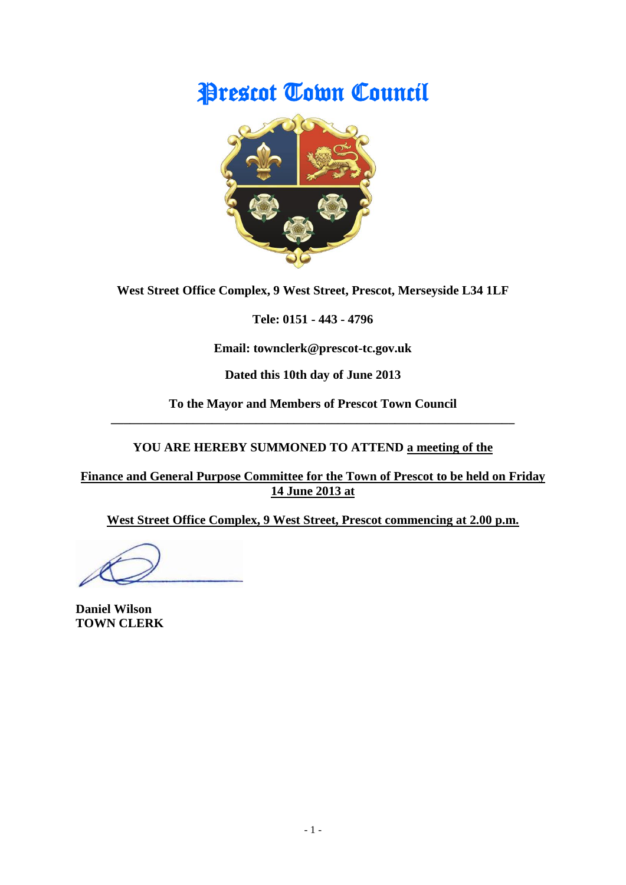# Prescot Town Council

**West Street Office Complex, 9 West Street, Prescot, Merseyside L34 1LF**

**Tele: 0151 - 443 - 4796**

**Email: townclerk@prescot-tc.gov.uk**

**Dated this 10th day of June 2013**

**To the Mayor and Members of Prescot Town Council**

---

**YOU ARE HEREBY SUMMONED TO ATTEND a meeting of the**

**Finance and General Purpose Committee for the Town of Prescot to be held on Friday 14 June 2013 at**

**West Street Office Complex, 9 West Street, Prescot commencing at 2.00 p.m.**

**Daniel Wilson**
**TOWN CLERK**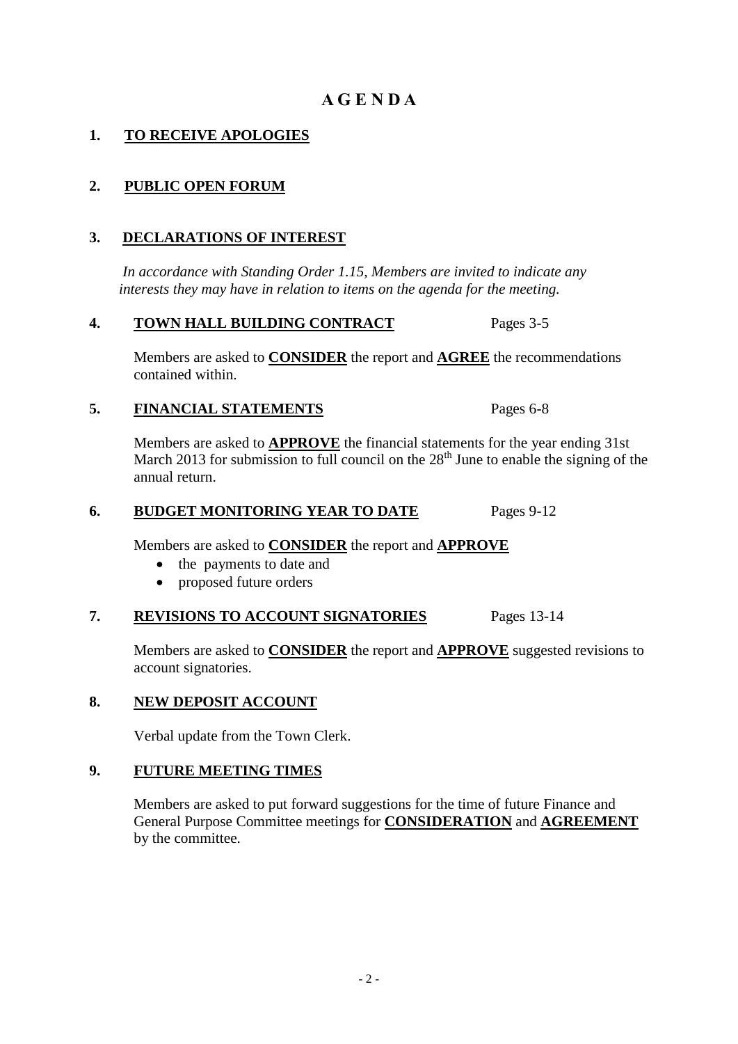# A G E N D A

## 1. TO RECEIVE APOLOGIES

## 2. PUBLIC OPEN FORUM

## 3. DECLARATIONS OF INTEREST

*In accordance with Standing Order 1.15, Members are invited to indicate any interests they may have in relation to items on the agenda for the meeting.*

## 4. TOWN HALL BUILDING CONTRACT — Pages 3-5

Members are asked to **CONSIDER** the report and **AGREE** the recommendations contained within.

## 5. FINANCIAL STATEMENTS — Pages 6-8

Members are asked to **APPROVE** the financial statements for the year ending 31st March 2013 for submission to full council on the 28th June to enable the signing of the annual return.

## 6. BUDGET MONITORING YEAR TO DATE — Pages 9-12

Members are asked to **CONSIDER** the report and **APPROVE**

- the payments to date and
- proposed future orders

## 7. REVISIONS TO ACCOUNT SIGNATORIES — Pages 13-14

Members are asked to **CONSIDER** the report and **APPROVE** suggested revisions to account signatories.

## 8. NEW DEPOSIT ACCOUNT

Verbal update from the Town Clerk.

## 9. FUTURE MEETING TIMES

Members are asked to put forward suggestions for the time of future Finance and General Purpose Committee meetings for **CONSIDERATION** and **AGREEMENT** by the committee.